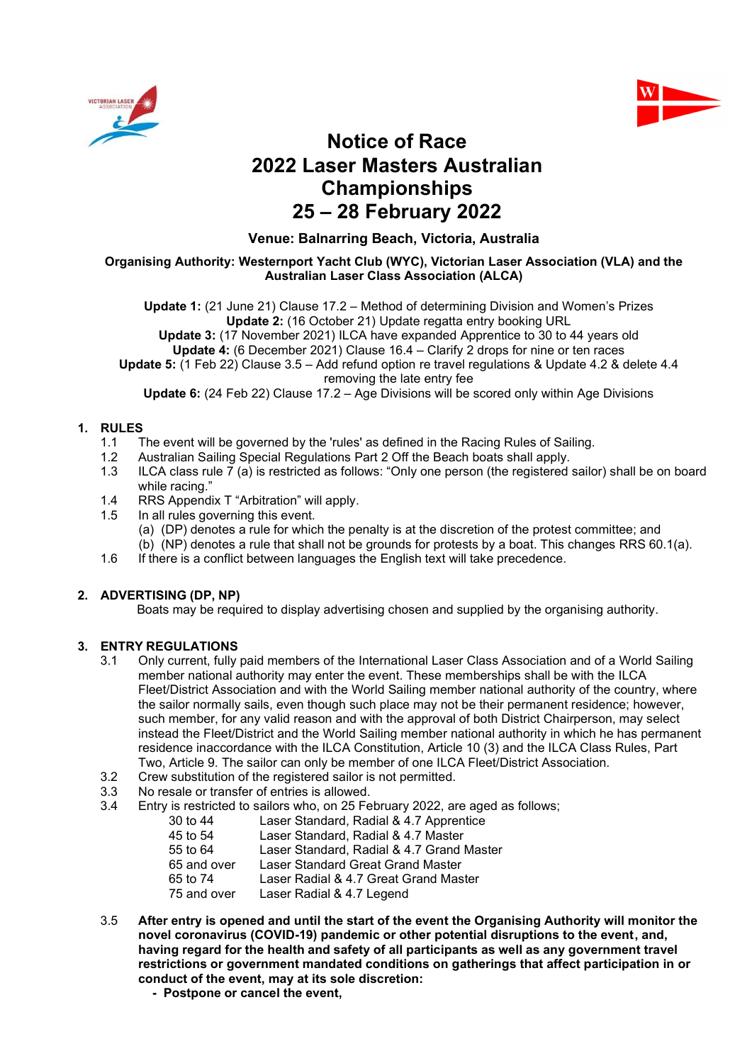# Notice of Race
# 2022 Laser Masters Australian Championships
# 25 – 28 February 2022

**Venue: Balnarring Beach, Victoria, Australia**

**Organising Authority: Westernport Yacht Club (WYC), Victorian Laser Association (VLA) and the Australian Laser Class Association (ALCA)**

**Update 1:** (21 June 21) Clause 17.2 – Method of determining Division and Women's Prizes
**Update 2:** (16 October 21) Update regatta entry booking URL
**Update 3:** (17 November 2021) ILCA have expanded Apprentice to 30 to 44 years old
**Update 4:** (6 December 2021) Clause 16.4 – Clarify 2 drops for nine or ten races
**Update 5:** (1 Feb 22) Clause 3.5 – Add refund option re travel regulations & Update 4.2 & delete 4.4 removing the late entry fee
**Update 6:** (24 Feb 22) Clause 17.2 – Age Divisions will be scored only within Age Divisions

## 1. RULES

1.1 The event will be governed by the 'rules' as defined in the Racing Rules of Sailing.

1.2 Australian Sailing Special Regulations Part 2 Off the Beach boats shall apply.

1.3 ILCA class rule 7 (a) is restricted as follows: "Only one person (the registered sailor) shall be on board while racing."

1.4 RRS Appendix T "Arbitration" will apply.

1.5 In all rules governing this event.
- (a) (DP) denotes a rule for which the penalty is at the discretion of the protest committee; and
- (b) (NP) denotes a rule that shall not be grounds for protests by a boat. This changes RRS 60.1(a).

1.6 If there is a conflict between languages the English text will take precedence.

## 2. ADVERTISING (DP, NP)

Boats may be required to display advertising chosen and supplied by the organising authority.

## 3. ENTRY REGULATIONS

3.1 Only current, fully paid members of the International Laser Class Association and of a World Sailing member national authority may enter the event. These memberships shall be with the ILCA Fleet/District Association and with the World Sailing member national authority of the country, where the sailor normally sails, even though such place may not be their permanent residence; however, such member, for any valid reason and with the approval of both District Chairperson, may select instead the Fleet/District and the World Sailing member national authority in which he has permanent residence inaccordance with the ILCA Constitution, Article 10 (3) and the ILCA Class Rules, Part Two, Article 9. The sailor can only be member of one ILCA Fleet/District Association.

3.2 Crew substitution of the registered sailor is not permitted.

3.3 No resale or transfer of entries is allowed.

3.4 Entry is restricted to sailors who, on 25 February 2022, are aged as follows;

| | |
|---|---|
| 30 to 44 | Laser Standard, Radial & 4.7 Apprentice |
| 45 to 54 | Laser Standard, Radial & 4.7 Master |
| 55 to 64 | Laser Standard, Radial & 4.7 Grand Master |
| 65 and over | Laser Standard Great Grand Master |
| 65 to 74 | Laser Radial & 4.7 Great Grand Master |
| 75 and over | Laser Radial & 4.7 Legend |

3.5 **After entry is opened and until the start of the event the Organising Authority will monitor the novel coronavirus (COVID-19) pandemic or other potential disruptions to the event, and, having regard for the health and safety of all participants as well as any government travel restrictions or government mandated conditions on gatherings that affect participation in or conduct of the event, may at its sole discretion:**
- **Postpone or cancel the event,**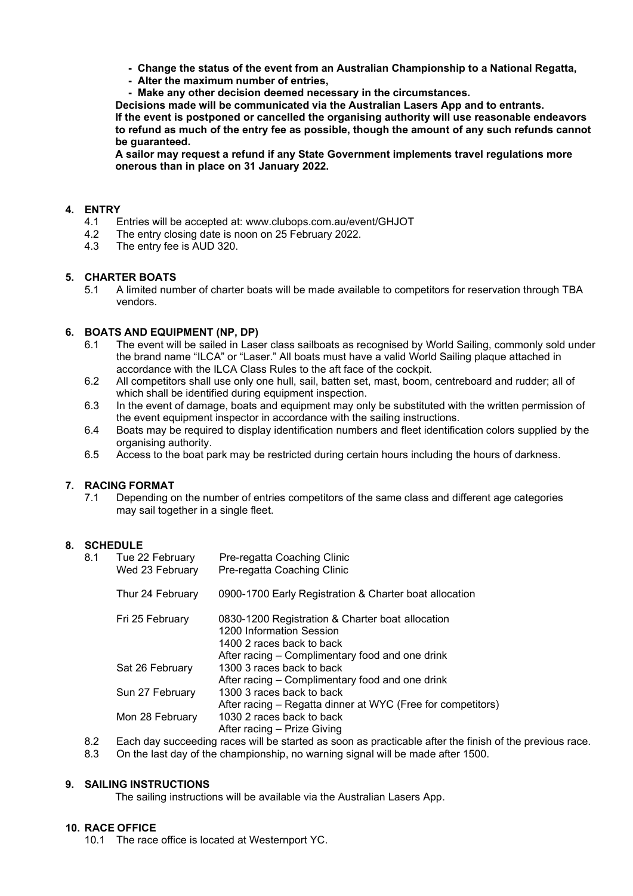- **Change the status of the event from an Australian Championship to a National Regatta,**
- **Alter the maximum number of entries,**
- **Make any other decision deemed necessary in the circumstances.**

**Decisions made will be communicated via the Australian Lasers App and to entrants.**
**If the event is postponed or cancelled the organising authority will use reasonable endeavors to refund as much of the entry fee as possible, though the amount of any such refunds cannot be guaranteed.**
**A sailor may request a refund if any State Government implements travel regulations more onerous than in place on 31 January 2022.**

## 4. ENTRY

4.1 Entries will be accepted at: www.clubops.com.au/event/GHJOT
4.2 The entry closing date is noon on 25 February 2022.
4.3 The entry fee is AUD 320.

## 5. CHARTER BOATS

5.1 A limited number of charter boats will be made available to competitors for reservation through TBA vendors.

## 6. BOATS AND EQUIPMENT (NP, DP)

6.1 The event will be sailed in Laser class sailboats as recognised by World Sailing, commonly sold under the brand name "ILCA" or "Laser." All boats must have a valid World Sailing plaque attached in accordance with the ILCA Class Rules to the aft face of the cockpit.
6.2 All competitors shall use only one hull, sail, batten set, mast, boom, centreboard and rudder; all of which shall be identified during equipment inspection.
6.3 In the event of damage, boats and equipment may only be substituted with the written permission of the event equipment inspector in accordance with the sailing instructions.
6.4 Boats may be required to display identification numbers and fleet identification colors supplied by the organising authority.
6.5 Access to the boat park may be restricted during certain hours including the hours of darkness.

## 7. RACING FORMAT

7.1 Depending on the number of entries competitors of the same class and different age categories may sail together in a single fleet.

## 8. SCHEDULE

8.1

| | |
|---|---|
| Tue 22 February | Pre-regatta Coaching Clinic |
| Wed 23 February | Pre-regatta Coaching Clinic |
| Thur 24 February | 0900-1700 Early Registration & Charter boat allocation |
| Fri 25 February | 0830-1200 Registration & Charter boat allocation<br>1200 Information Session<br>1400 2 races back to back<br>After racing – Complimentary food and one drink |
| Sat 26 February | 1300 3 races back to back<br>After racing – Complimentary food and one drink |
| Sun 27 February | 1300 3 races back to back<br>After racing – Regatta dinner at WYC (Free for competitors) |
| Mon 28 February | 1030 2 races back to back<br>After racing – Prize Giving |

8.2 Each day succeeding races will be started as soon as practicable after the finish of the previous race.
8.3 On the last day of the championship, no warning signal will be made after 1500.

## 9. SAILING INSTRUCTIONS

The sailing instructions will be available via the Australian Lasers App.

## 10. RACE OFFICE

10.1 The race office is located at Westernport YC.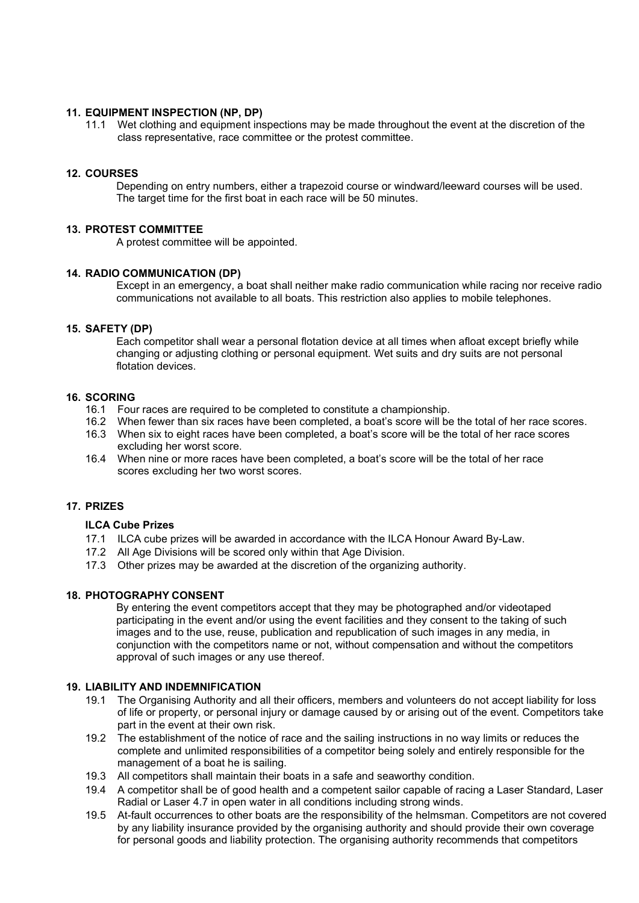## 11. EQUIPMENT INSPECTION (NP, DP)

11.1 Wet clothing and equipment inspections may be made throughout the event at the discretion of the class representative, race committee or the protest committee.

## 12. COURSES

Depending on entry numbers, either a trapezoid course or windward/leeward courses will be used. The target time for the first boat in each race will be 50 minutes.

## 13. PROTEST COMMITTEE

A protest committee will be appointed.

## 14. RADIO COMMUNICATION (DP)

Except in an emergency, a boat shall neither make radio communication while racing nor receive radio communications not available to all boats. This restriction also applies to mobile telephones.

## 15. SAFETY (DP)

Each competitor shall wear a personal flotation device at all times when afloat except briefly while changing or adjusting clothing or personal equipment. Wet suits and dry suits are not personal flotation devices.

## 16. SCORING

16.1 Four races are required to be completed to constitute a championship.

16.2 When fewer than six races have been completed, a boat's score will be the total of her race scores.

16.3 When six to eight races have been completed, a boat's score will be the total of her race scores excluding her worst score.

16.4 When nine or more races have been completed, a boat's score will be the total of her race scores excluding her two worst scores.

## 17. PRIZES

### ILCA Cube Prizes

17.1 ILCA cube prizes will be awarded in accordance with the ILCA Honour Award By-Law.

17.2 All Age Divisions will be scored only within that Age Division.

17.3 Other prizes may be awarded at the discretion of the organizing authority.

## 18. PHOTOGRAPHY CONSENT

By entering the event competitors accept that they may be photographed and/or videotaped participating in the event and/or using the event facilities and they consent to the taking of such images and to the use, reuse, publication and republication of such images in any media, in conjunction with the competitors name or not, without compensation and without the competitors approval of such images or any use thereof.

## 19. LIABILITY AND INDEMNIFICATION

19.1 The Organising Authority and all their officers, members and volunteers do not accept liability for loss of life or property, or personal injury or damage caused by or arising out of the event. Competitors take part in the event at their own risk.

19.2 The establishment of the notice of race and the sailing instructions in no way limits or reduces the complete and unlimited responsibilities of a competitor being solely and entirely responsible for the management of a boat he is sailing.

19.3 All competitors shall maintain their boats in a safe and seaworthy condition.

19.4 A competitor shall be of good health and a competent sailor capable of racing a Laser Standard, Laser Radial or Laser 4.7 in open water in all conditions including strong winds.

19.5 At-fault occurrences to other boats are the responsibility of the helmsman. Competitors are not covered by any liability insurance provided by the organising authority and should provide their own coverage for personal goods and liability protection. The organising authority recommends that competitors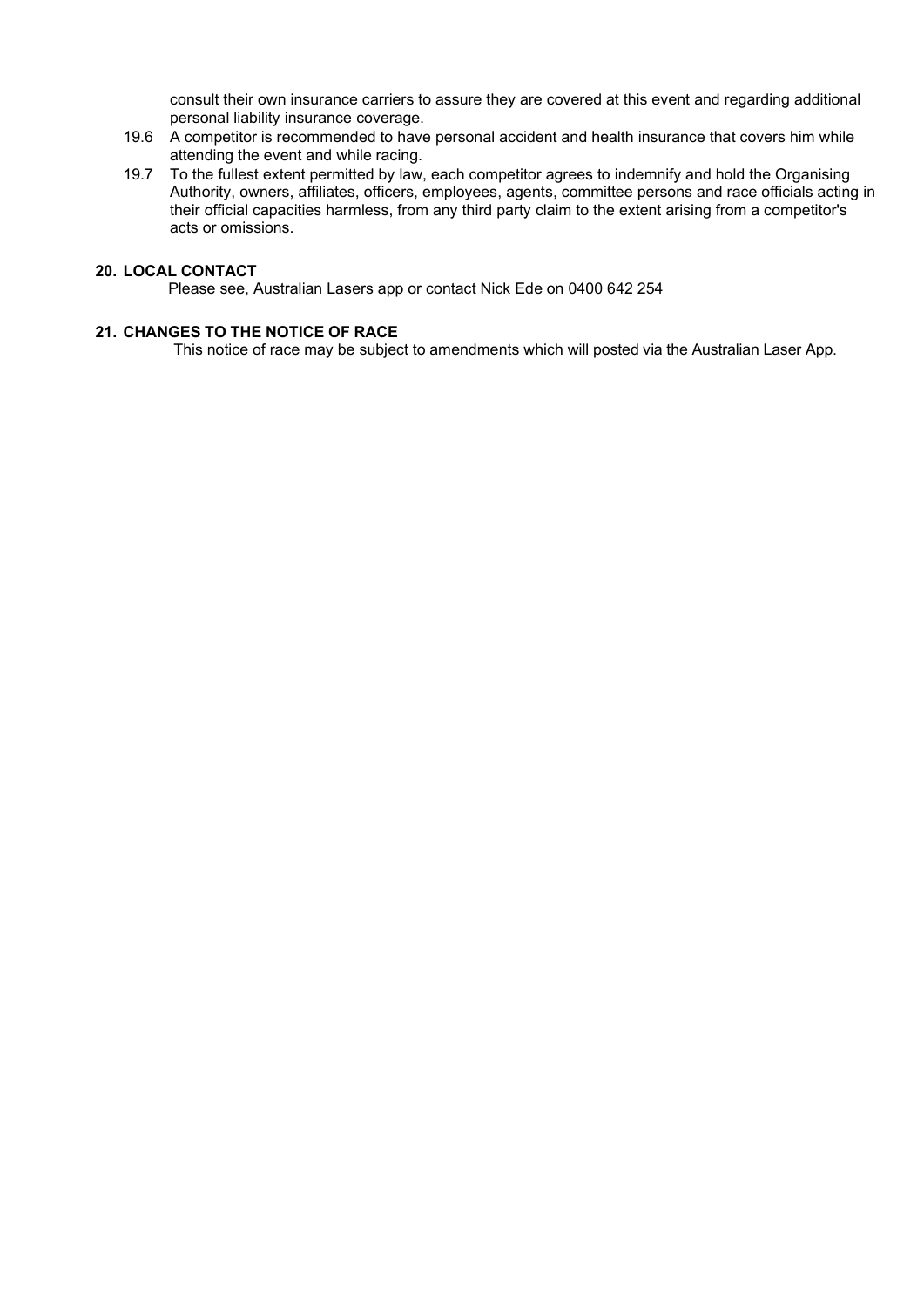consult their own insurance carriers to assure they are covered at this event and regarding additional personal liability insurance coverage.

19.6 A competitor is recommended to have personal accident and health insurance that covers him while attending the event and while racing.

19.7 To the fullest extent permitted by law, each competitor agrees to indemnify and hold the Organising Authority, owners, affiliates, officers, employees, agents, committee persons and race officials acting in their official capacities harmless, from any third party claim to the extent arising from a competitor's acts or omissions.

## 20. LOCAL CONTACT

Please see, Australian Lasers app or contact Nick Ede on 0400 642 254

## 21. CHANGES TO THE NOTICE OF RACE

This notice of race may be subject to amendments which will posted via the Australian Laser App.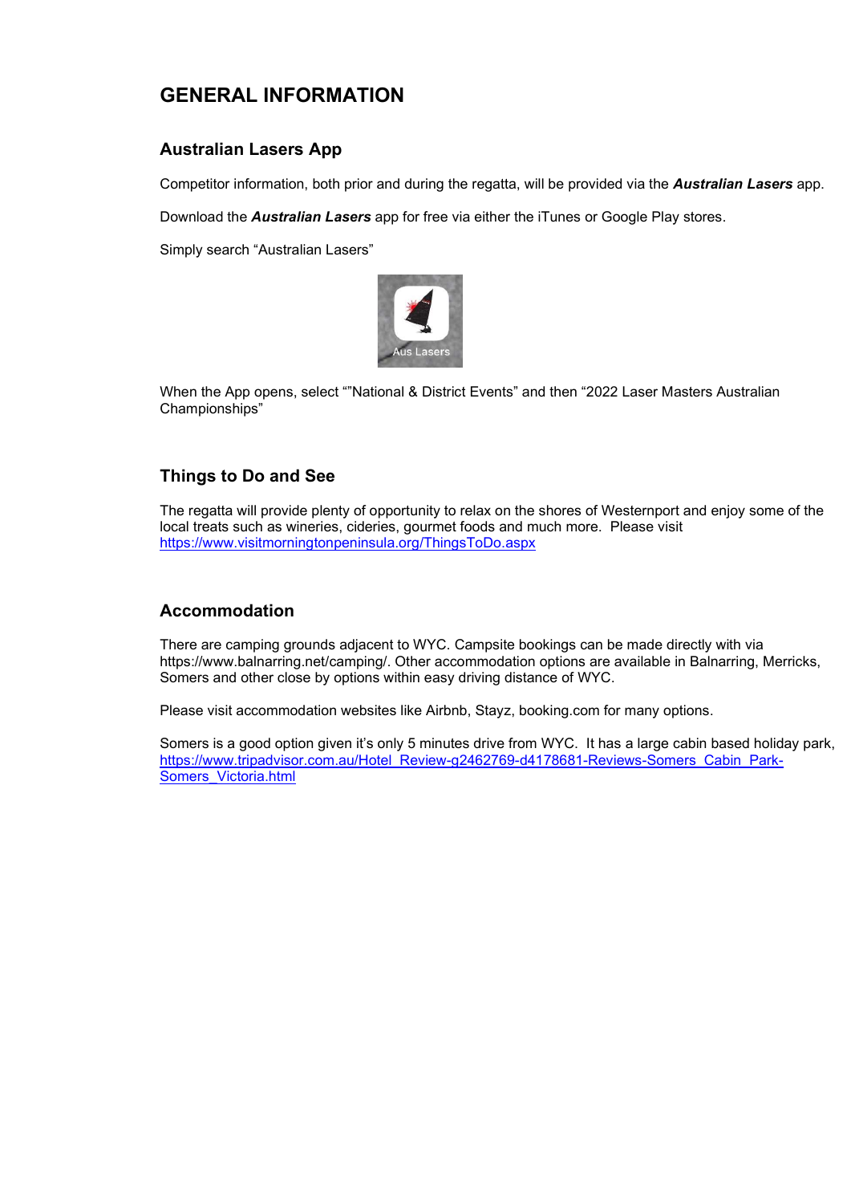# GENERAL INFORMATION

## Australian Lasers App

Competitor information, both prior and during the regatta, will be provided via the ***Australian Lasers*** app.

Download the ***Australian Lasers*** app for free via either the iTunes or Google Play stores.

Simply search "Australian Lasers"

When the App opens, select ""National & District Events" and then "2022 Laser Masters Australian Championships"

## Things to Do and See

The regatta will provide plenty of opportunity to relax on the shores of Westernport and enjoy some of the local treats such as wineries, cideries, gourmet foods and much more. Please visit https://www.visitmorningtonpeninsula.org/ThingsToDo.aspx

## Accommodation

There are camping grounds adjacent to WYC. Campsite bookings can be made directly with via https://www.balnarring.net/camping/. Other accommodation options are available in Balnarring, Merricks, Somers and other close by options within easy driving distance of WYC.

Please visit accommodation websites like Airbnb, Stayz, booking.com for many options.

Somers is a good option given it's only 5 minutes drive from WYC. It has a large cabin based holiday park, https://www.tripadvisor.com.au/Hotel_Review-g2462769-d4178681-Reviews-Somers_Cabin_Park-Somers_Victoria.html